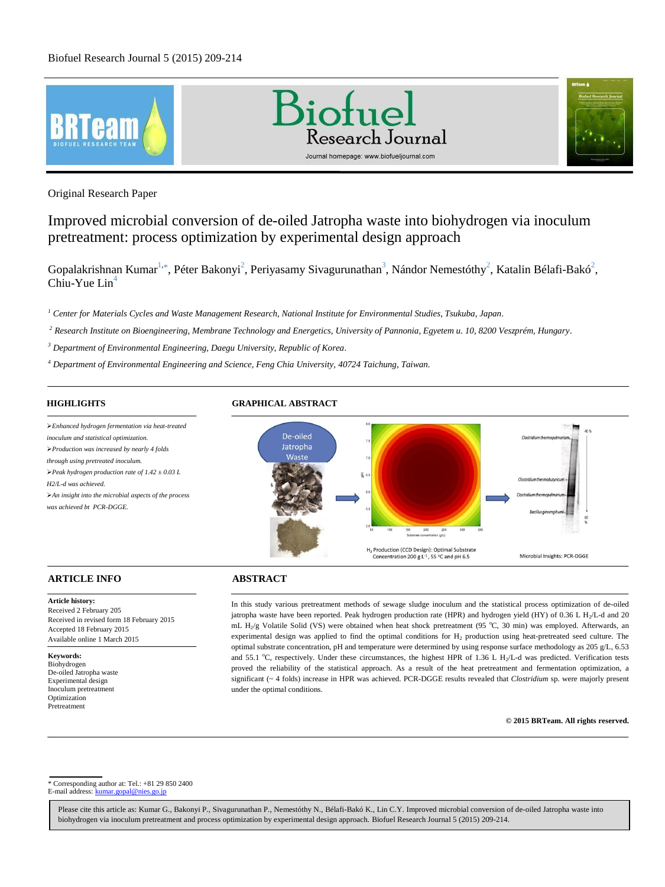Original Research Paper

# Improved microbial conversion of de-oiled Jatropha waste into biohydrogen via inoculum pretreatment: process optimization by experimental design approach

Gopalakrishnan Kumar[1,*], Péter Bakonyi[2], Periyasamy Sivagurunathan[3], Nándor Nemestóthy[2], Katalin Bélafi-Bakó[2], Chiu-Yue Lin[4]

[1] *Center for Materials Cycles and Waste Management Research, National Institute for Environmental Studies, Tsukuba, Japan.*

[2] *Research Institute on Bioengineering, Membrane Technology and Energetics, University of Pannonia, Egyetem u. 10, 8200 Veszprém, Hungary.*

[3] *Department of Environmental Engineering, Daegu University, Republic of Korea.*

[4] *Department of Environmental Engineering and Science, Feng Chia University, 40724 Taichung, Taiwan.*

## HIGHLIGHTS

- *Enhanced hydrogen fermentation via heat-treated inoculum and statistical optimization.*
- *Production was increased by nearly 4 folds through using pretreated inoculum.*
- *Peak hydrogen production rate of 1.42 ± 0.03 L H2/L-d was achieved.*
- *An insight into the microbial aspects of the process was achieved bt PCR-DGGE.*

## GRAPHICAL ABSTRACT

De-oiled Jatropha Waste

$H_2$ Production (CCD Design): Optimal Substrate Concentration 200 g L$^{-1}$, 55 °C and pH 6.5

Microbial Insights: PCR-DGGE

## ARTICLE INFO

**Article history:**
Received 2 February 205
Received in revised form 18 February 2015
Accepted 18 February 2015
Available online 1 March 2015

**Keywords:**
Biohydrogen
De-oiled Jatropha waste
Experimental design
Inoculum pretreatment
Optimization
Pretreatment

## ABSTRACT

In this study various pretreatment methods of sewage sludge inoculum and the statistical process optimization of de-oiled jatropha waste have been reported. Peak hydrogen production rate (HPR) and hydrogen yield (HY) of 0.36 L $H_2$/L-d and 20 mL $H_2$/g Volatile Solid (VS) were obtained when heat shock pretreatment (95 °C, 30 min) was employed. Afterwards, an experimental design was applied to find the optimal conditions for $H_2$ production using heat-pretreated seed culture. The optimal substrate concentration, pH and temperature were determined by using response surface methodology as 205 g/L, 6.53 and 55.1 °C, respectively. Under these circumstances, the highest HPR of 1.36 L $H_2$/L-d was predicted. Verification tests proved the reliability of the statistical approach. As a result of the heat pretreatment and fermentation optimization, a significant (~ 4 folds) increase in HPR was achieved. PCR-DGGE results revealed that *Clostridium* sp. were majorly present under the optimal conditions.

**© 2015 BRTeam. All rights reserved.**

\* Corresponding author at: Tel.: +81 29 850 2400
E-mail address: kumar.gopal@nies.go.jp

Please cite this article as: Kumar G., Bakonyi P., Sivagurunathan P., Nemestóthy N., Bélafi-Bakó K., Lin C.Y. Improved microbial conversion of de-oiled Jatropha waste into biohydrogen via inoculum pretreatment and process optimization by experimental design approach. Biofuel Research Journal 5 (2015) 209-214.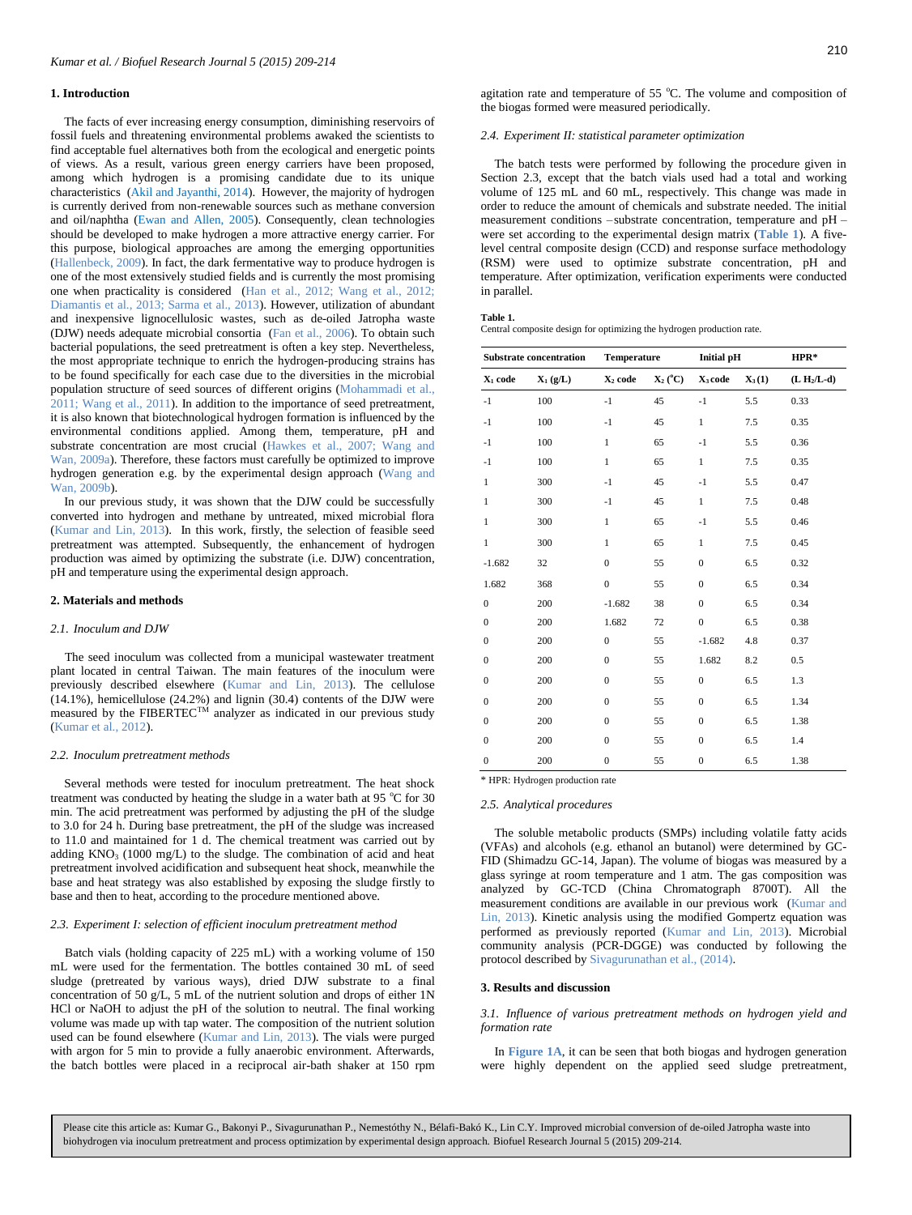## 1. Introduction

The facts of ever increasing energy consumption, diminishing reservoirs of fossil fuels and threatening environmental problems awaked the scientists to find acceptable fuel alternatives both from the ecological and energetic points of views. As a result, various green energy carriers have been proposed, among which hydrogen is a promising candidate due to its unique characteristics (Akil and Jayanthi, 2014). However, the majority of hydrogen is currently derived from non-renewable sources such as methane conversion and oil/naphtha (Ewan and Allen, 2005). Consequently, clean technologies should be developed to make hydrogen a more attractive energy carrier. For this purpose, biological approaches are among the emerging opportunities (Hallenbeck, 2009). In fact, the dark fermentative way to produce hydrogen is one of the most extensively studied fields and is currently the most promising one when practicality is considered (Han et al., 2012; Wang et al., 2012; Diamantis et al., 2013; Sarma et al., 2013). However, utilization of abundant and inexpensive lignocellulosic wastes, such as de-oiled Jatropha waste (DJW) needs adequate microbial consortia (Fan et al., 2006). To obtain such bacterial populations, the seed pretreatment is often a key step. Nevertheless, the most appropriate technique to enrich the hydrogen-producing strains has to be found specifically for each case due to the diversities in the microbial population structure of seed sources of different origins (Mohammadi et al., 2011; Wang et al., 2011). In addition to the importance of seed pretreatment, it is also known that biotechnological hydrogen formation is influenced by the environmental conditions applied. Among them, temperature, pH and substrate concentration are most crucial (Hawkes et al., 2007; Wang and Wan, 2009a). Therefore, these factors must carefully be optimized to improve hydrogen generation e.g. by the experimental design approach (Wang and Wan, 2009b).

In our previous study, it was shown that the DJW could be successfully converted into hydrogen and methane by untreated, mixed microbial flora (Kumar and Lin, 2013). In this work, firstly, the selection of feasible seed pretreatment was attempted. Subsequently, the enhancement of hydrogen production was aimed by optimizing the substrate (i.e. DJW) concentration, pH and temperature using the experimental design approach.

## 2. Materials and methods

### *2.1. Inoculum and DJW*

The seed inoculum was collected from a municipal wastewater treatment plant located in central Taiwan. The main features of the inoculum were previously described elsewhere (Kumar and Lin, 2013). The cellulose (14.1%), hemicellulose (24.2%) and lignin (30.4) contents of the DJW were measured by the FIBERTEC™ analyzer as indicated in our previous study (Kumar et al., 2012).

### *2.2. Inoculum pretreatment methods*

Several methods were tested for inoculum pretreatment. The heat shock treatment was conducted by heating the sludge in a water bath at 95 °C for 30 min. The acid pretreatment was performed by adjusting the pH of the sludge to 3.0 for 24 h. During base pretreatment, the pH of the sludge was increased to 11.0 and maintained for 1 d. The chemical treatment was carried out by adding $KNO_3$ (1000 mg/L) to the sludge. The combination of acid and heat pretreatment involved acidification and subsequent heat shock, meanwhile the base and heat strategy was also established by exposing the sludge firstly to base and then to heat, according to the procedure mentioned above.

### *2.3. Experiment I: selection of efficient inoculum pretreatment method*

Batch vials (holding capacity of 225 mL) with a working volume of 150 mL were used for the fermentation. The bottles contained 30 mL of seed sludge (pretreated by various ways), dried DJW substrate to a final concentration of 50 g/L, 5 mL of the nutrient solution and drops of either 1N HCl or NaOH to adjust the pH of the solution to neutral. The final working volume was made up with tap water. The composition of the nutrient solution used can be found elsewhere (Kumar and Lin, 2013). The vials were purged with argon for 5 min to provide a fully anaerobic environment. Afterwards, the batch bottles were placed in a reciprocal air-bath shaker at 150 rpm agitation rate and temperature of 55 °C. The volume and composition of the biogas formed were measured periodically.

### *2.4. Experiment II: statistical parameter optimization*

The batch tests were performed by following the procedure given in Section 2.3, except that the batch vials used had a total and working volume of 125 mL and 60 mL, respectively. This change was made in order to reduce the amount of chemicals and substrate needed. The initial measurement conditions –substrate concentration, temperature and pH – were set according to the experimental design matrix (**Table 1**). A five-level central composite design (CCD) and response surface methodology (RSM) were used to optimize substrate concentration, pH and temperature. After optimization, verification experiments were conducted in parallel.

**Table 1.**
Central composite design for optimizing the hydrogen production rate.

| Substrate concentration | | Temperature | | Initial pH | | HPR* |
|---|---|---|---|---|---|---|
| $X_1$ code | $X_1$ (g/L) | $X_2$ code | $X_2$ (°C) | $X_3$ code | $X_3$ (1) | (L $H_2$/L-d) |
| -1 | 100 | -1 | 45 | -1 | 5.5 | 0.33 |
| -1 | 100 | -1 | 45 | 1 | 7.5 | 0.35 |
| -1 | 100 | 1 | 65 | -1 | 5.5 | 0.36 |
| -1 | 100 | 1 | 65 | 1 | 7.5 | 0.35 |
| 1 | 300 | -1 | 45 | -1 | 5.5 | 0.47 |
| 1 | 300 | -1 | 45 | 1 | 7.5 | 0.48 |
| 1 | 300 | 1 | 65 | -1 | 5.5 | 0.46 |
| 1 | 300 | 1 | 65 | 1 | 7.5 | 0.45 |
| -1.682 | 32 | 0 | 55 | 0 | 6.5 | 0.32 |
| 1.682 | 368 | 0 | 55 | 0 | 6.5 | 0.34 |
| 0 | 200 | -1.682 | 38 | 0 | 6.5 | 0.34 |
| 0 | 200 | 1.682 | 72 | 0 | 6.5 | 0.38 |
| 0 | 200 | 0 | 55 | -1.682 | 4.8 | 0.37 |
| 0 | 200 | 0 | 55 | 1.682 | 8.2 | 0.5 |
| 0 | 200 | 0 | 55 | 0 | 6.5 | 1.3 |
| 0 | 200 | 0 | 55 | 0 | 6.5 | 1.34 |
| 0 | 200 | 0 | 55 | 0 | 6.5 | 1.38 |
| 0 | 200 | 0 | 55 | 0 | 6.5 | 1.4 |
| 0 | 200 | 0 | 55 | 0 | 6.5 | 1.38 |

* HPR: Hydrogen production rate

### *2.5. Analytical procedures*

The soluble metabolic products (SMPs) including volatile fatty acids (VFAs) and alcohols (e.g. ethanol an butanol) were determined by GC-FID (Shimadzu GC-14, Japan). The volume of biogas was measured by a glass syringe at room temperature and 1 atm. The gas composition was analyzed by GC-TCD (China Chromatograph 8700T). All the measurement conditions are available in our previous work (Kumar and Lin, 2013). Kinetic analysis using the modified Gompertz equation was performed as previously reported (Kumar and Lin, 2013). Microbial community analysis (PCR-DGGE) was conducted by following the protocol described by Sivagurunathan et al., (2014).

## 3. Results and discussion

### *3.1. Influence of various pretreatment methods on hydrogen yield and formation rate*

In **Figure 1A**, it can be seen that both biogas and hydrogen generation were highly dependent on the applied seed sludge pretreatment,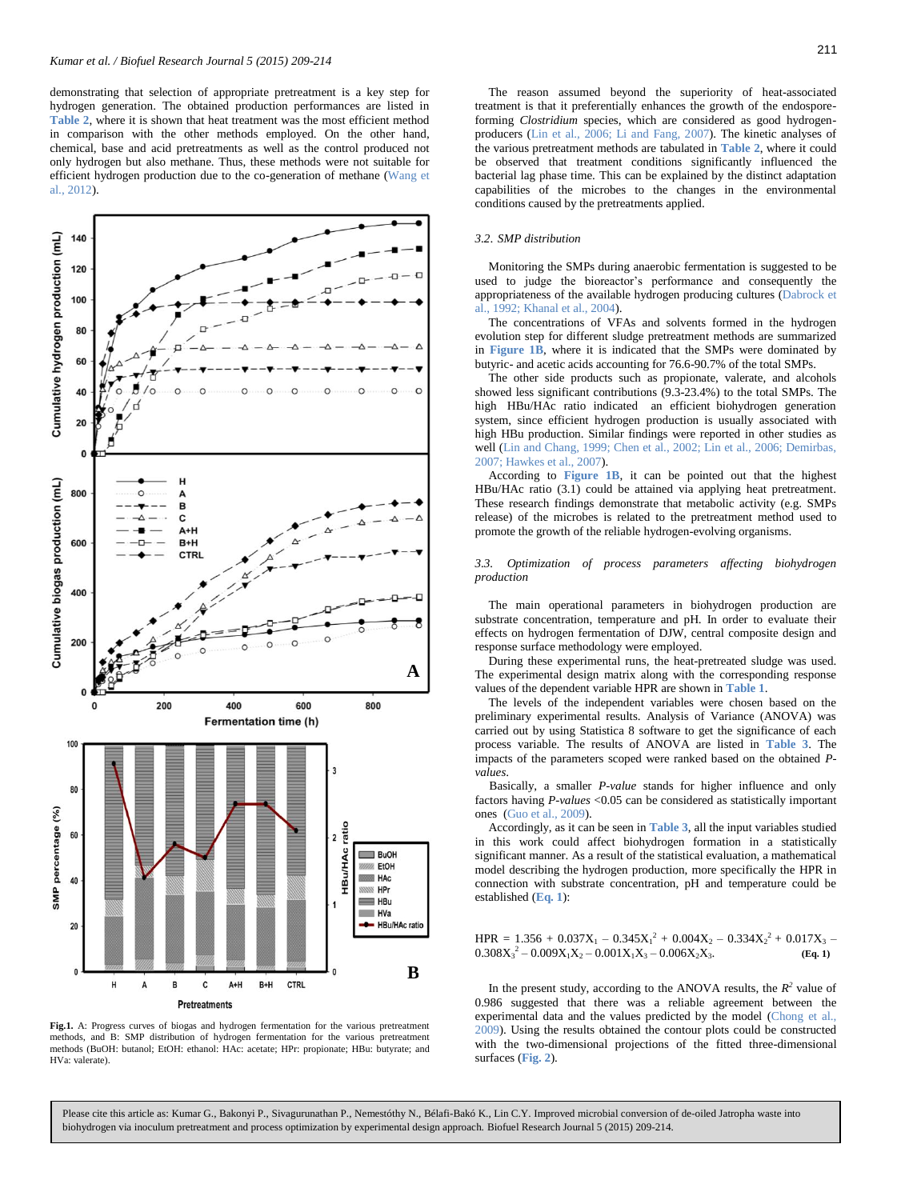demonstrating that selection of appropriate pretreatment is a key step for hydrogen generation. The obtained production performances are listed in Table 2, where it is shown that heat treatment was the most efficient method in comparison with the other methods employed. On the other hand, chemical, base and acid pretreatments as well as the control produced not only hydrogen but also methane. Thus, these methods were not suitable for efficient hydrogen production due to the co-generation of methane (Wang et al., 2012).

**Fig.1.** A: Progress curves of biogas and hydrogen fermentation for the various pretreatment methods, and B: SMP distribution of hydrogen fermentation for the various pretreatment methods (BuOH: butanol; EtOH: ethanol: HAc: acetate; HPr: propionate; HBu: butyrate; and HVa: valerate).

The reason assumed beyond the superiority of heat-associated treatment is that it preferentially enhances the growth of the endospore-forming *Clostridium* species, which are considered as good hydrogen-producers (Lin et al., 2006; Li and Fang, 2007). The kinetic analyses of the various pretreatment methods are tabulated in Table 2, where it could be observed that treatment conditions significantly influenced the bacterial lag phase time. This can be explained by the distinct adaptation capabilities of the microbes to the changes in the environmental conditions caused by the pretreatments applied.

### 3.2. SMP distribution

Monitoring the SMPs during anaerobic fermentation is suggested to be used to judge the bioreactor's performance and consequently the appropriateness of the available hydrogen producing cultures (Dabrock et al., 1992; Khanal et al., 2004).

The concentrations of VFAs and solvents formed in the hydrogen evolution step for different sludge pretreatment methods are summarized in Figure 1B, where it is indicated that the SMPs were dominated by butyric- and acetic acids accounting for 76.6-90.7% of the total SMPs.

The other side products such as propionate, valerate, and alcohols showed less significant contributions (9.3-23.4%) to the total SMPs. The high HBu/HAc ratio indicated an efficient biohydrogen generation system, since efficient hydrogen production is usually associated with high HBu production. Similar findings were reported in other studies as well (Lin and Chang, 1999; Chen et al., 2002; Lin et al., 2006; Demirbas, 2007; Hawkes et al., 2007).

According to Figure 1B, it can be pointed out that the highest HBu/HAc ratio (3.1) could be attained via applying heat pretreatment. These research findings demonstrate that metabolic activity (e.g. SMPs release) of the microbes is related to the pretreatment method used to promote the growth of the reliable hydrogen-evolving organisms.

### 3.3. Optimization of process parameters affecting biohydrogen production

The main operational parameters in biohydrogen production are substrate concentration, temperature and pH. In order to evaluate their effects on hydrogen fermentation of DJW, central composite design and response surface methodology were employed.

During these experimental runs, the heat-pretreated sludge was used. The experimental design matrix along with the corresponding response values of the dependent variable HPR are shown in Table 1.

The levels of the independent variables were chosen based on the preliminary experimental results. Analysis of Variance (ANOVA) was carried out by using Statistica 8 software to get the significance of each process variable. The results of ANOVA are listed in Table 3. The impacts of the parameters scoped were ranked based on the obtained *P-values*.

Basically, a smaller *P-value* stands for higher influence and only factors having *P-values* <0.05 can be considered as statistically important ones (Guo et al., 2009).

Accordingly, as it can be seen in Table 3, all the input variables studied in this work could affect biohydrogen formation in a statistically significant manner. As a result of the statistical evaluation, a mathematical model describing the hydrogen production, more specifically the HPR in connection with substrate concentration, pH and temperature could be established (Eq. 1):

$$HPR = 1.356 + 0.037X_1 - 0.345X_1^2 + 0.004X_2 - 0.334X_2^2 + 0.017X_3 - 0.308X_3^2 - 0.009X_1X_2 - 0.001X_1X_3 - 0.006X_2X_3. \quad \text{(Eq. 1)}$$

In the present study, according to the ANOVA results, the $R^2$ value of 0.986 suggested that there was a reliable agreement between the experimental data and the values predicted by the model (Chong et al., 2009). Using the results obtained the contour plots could be constructed with the two-dimensional projections of the fitted three-dimensional surfaces (Fig. 2).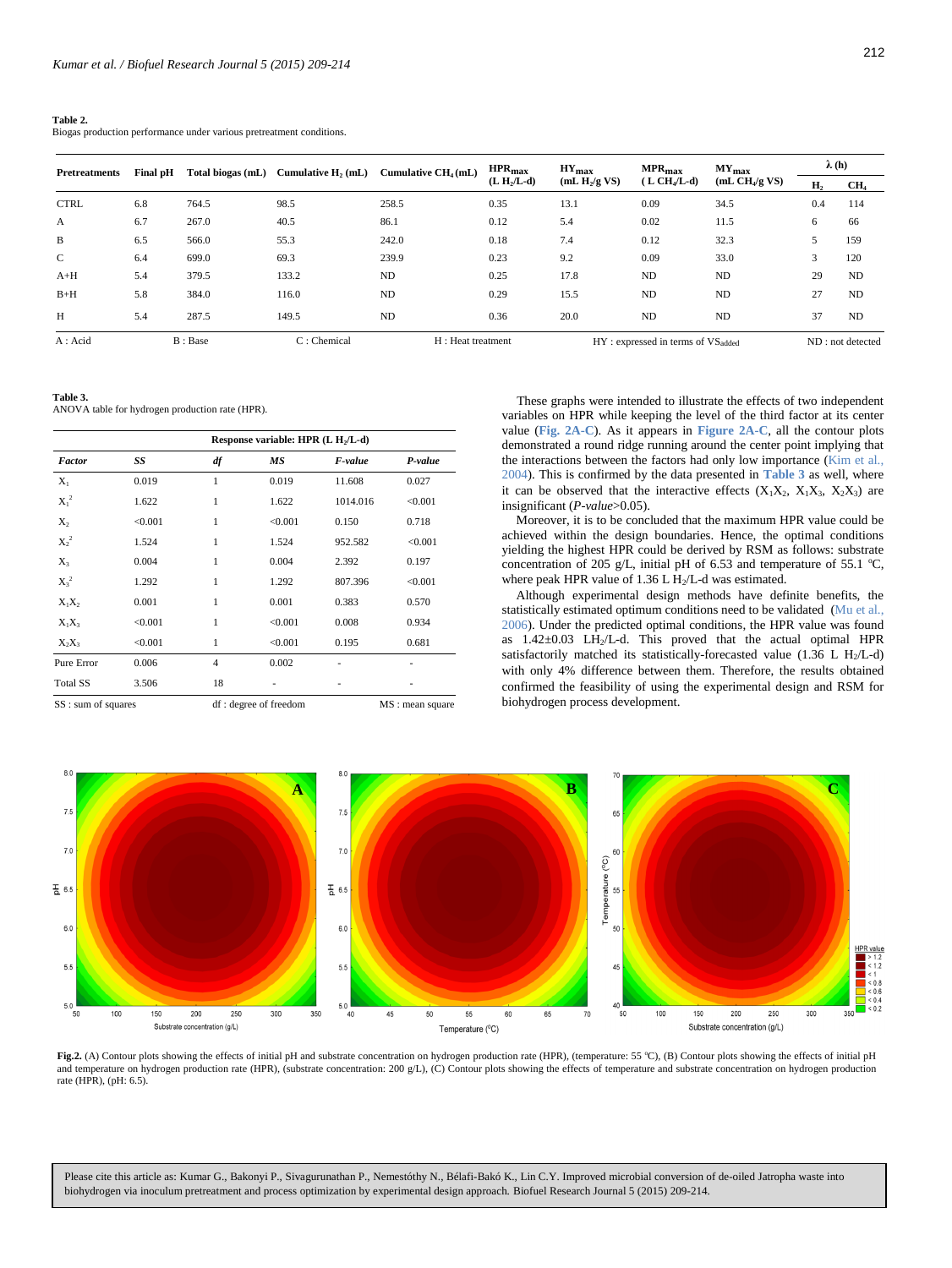**Table 2.**
Biogas production performance under various pretreatment conditions.

| Pretreatments | Final pH | Total biogas (mL) | Cumulative $H_2$ (mL) | Cumulative $CH_4$ (mL) | $HPR_{max}$ (L $H_2$/L-d) | $HY_{max}$ (mL $H_2$/g VS) | $MPR_{max}$ (L $CH_4$/L-d) | $MY_{max}$ (mL $CH_4$/g VS) | λ (h) | |
|---|---|---|---|---|---|---|---|---|---|---|
| | | | | | | | | | $H_2$ | $CH_4$ |
| CTRL | 6.8 | 764.5 | 98.5 | 258.5 | 0.35 | 13.1 | 0.09 | 34.5 | 0.4 | 114 |
| A | 6.7 | 267.0 | 40.5 | 86.1 | 0.12 | 5.4 | 0.02 | 11.5 | 6 | 66 |
| B | 6.5 | 566.0 | 55.3 | 242.0 | 0.18 | 7.4 | 0.12 | 32.3 | 5 | 159 |
| C | 6.4 | 699.0 | 69.3 | 239.9 | 0.23 | 9.2 | 0.09 | 33.0 | 3 | 120 |
| A+H | 5.4 | 379.5 | 133.2 | ND | 0.25 | 17.8 | ND | ND | 29 | ND |
| B+H | 5.8 | 384.0 | 116.0 | ND | 0.29 | 15.5 | ND | ND | 27 | ND |
| H | 5.4 | 287.5 | 149.5 | ND | 0.36 | 20.0 | ND | ND | 37 | ND |

A : Acid B : Base C : Chemical H : Heat treatment HY : expressed in terms of $VS_{added}$ ND : not detected

**Table 3.**
ANOVA table for hydrogen production rate (HPR).

| Factor | SS | df | MS | F-value | P-value |
|---|---|---|---|---|---|
| | Response variable: HPR (L $H_2$/L-d) | | | | |
| $X_1$ | 0.019 | 1 | 0.019 | 11.608 | 0.027 |
| $X_1^2$ | 1.622 | 1 | 1.622 | 1014.016 | <0.001 |
| $X_2$ | <0.001 | 1 | <0.001 | 0.150 | 0.718 |
| $X_2^2$ | 1.524 | 1 | 1.524 | 952.582 | <0.001 |
| $X_3$ | 0.004 | 1 | 0.004 | 2.392 | 0.197 |
| $X_3^2$ | 1.292 | 1 | 1.292 | 807.396 | <0.001 |
| $X_1X_2$ | 0.001 | 1 | 0.001 | 0.383 | 0.570 |
| $X_1X_3$ | <0.001 | 1 | <0.001 | 0.008 | 0.934 |
| $X_2X_3$ | <0.001 | 1 | <0.001 | 0.195 | 0.681 |
| Pure Error | 0.006 | 4 | 0.002 | - | - |
| Total SS | 3.506 | 18 | - | - | - |

SS : sum of squares df : degree of freedom MS : mean square

These graphs were intended to illustrate the effects of two independent variables on HPR while keeping the level of the third factor at its center value (Fig. 2A-C). As it appears in Figure 2A-C, all the contour plots demonstrated a round ridge running around the center point implying that the interactions between the factors had only low importance (Kim et al., 2004). This is confirmed by the data presented in Table 3 as well, where it can be observed that the interactive effects ($X_1X_2$, $X_1X_3$, $X_2X_3$) are insignificant (*P-value*>0.05).

Moreover, it is to be concluded that the maximum HPR value could be achieved within the design boundaries. Hence, the optimal conditions yielding the highest HPR could be derived by RSM as follows: substrate concentration of 205 g/L, initial pH of 6.53 and temperature of 55.1 °C, where peak HPR value of 1.36 L $H_2$/L-d was estimated.

Although experimental design methods have definite benefits, the statistically estimated optimum conditions need to be validated (Mu et al., 2006). Under the predicted optimal conditions, the HPR value was found as 1.42±0.03 L$H_2$/L-d. This proved that the actual optimal HPR satisfactorily matched its statistically-forecasted value (1.36 L $H_2$/L-d) with only 4% difference between them. Therefore, the results obtained confirmed the feasibility of using the experimental design and RSM for biohydrogen process development.

**Fig.2.** (A) Contour plots showing the effects of initial pH and substrate concentration on hydrogen production rate (HPR), (temperature: 55 °C), (B) Contour plots showing the effects of initial pH and temperature on hydrogen production rate (HPR), (substrate concentration: 200 g/L), (C) Contour plots showing the effects of temperature and substrate concentration on hydrogen production rate (HPR), (pH: 6.5).

Please cite this article as: Kumar G., Bakonyi P., Sivagurunathan P., Nemestóthy N., Bélafi-Bakó K., Lin C.Y. Improved microbial conversion of de-oiled Jatropha waste into biohydrogen via inoculum pretreatment and process optimization by experimental design approach. Biofuel Research Journal 5 (2015) 209-214.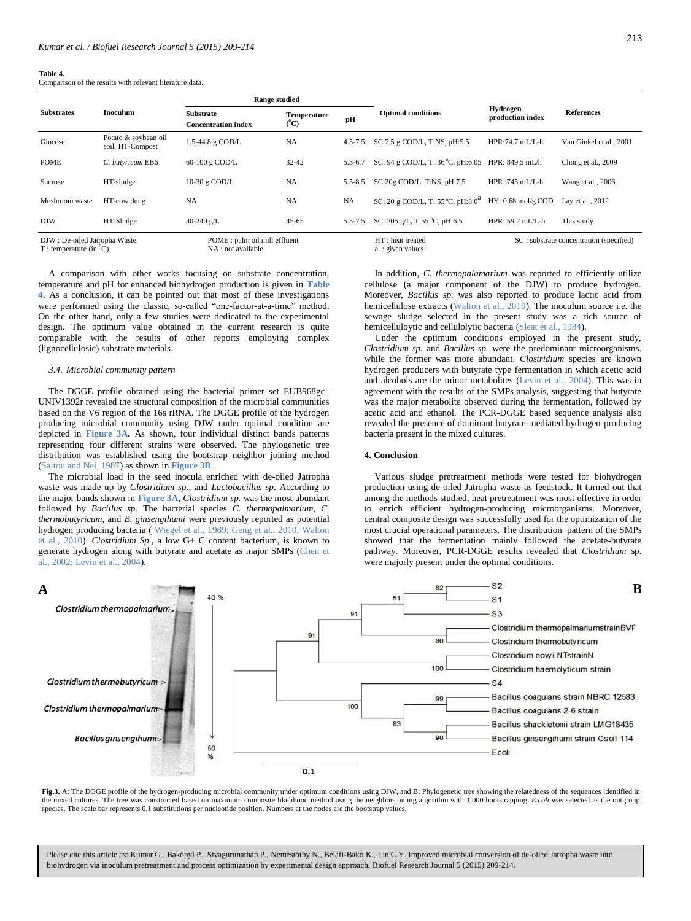**Table 4.**
Comparison of the results with relevant literature data.

| Substrates | Inoculum | Range studied | | | Optimal conditions | Hydrogen production index | References |
|---|---|---|---|---|---|---|---|
| | | Substrate Concentration index | Temperature (°C) | pH | | | |
| Glucose | Potato & soybean oil soil, HT-Compost | 1.5-44.8 g COD/L | NA | 4.5-7.5 | SC:7.5 g COD/L, T:NS, pH:5.5 | HPR:74.7 mL/L-h | Van Ginkel et al., 2001 |
| POME | *C. butyricum* EB6 | 60-100 g COD/L | 32-42 | 5.3-6.7 | SC: 94 g COD/L, T: 36 °C, pH:6.05 | HPR: 849.5 mL/h | Chong et al., 2009 |
| Sucrose | HT-sludge | 10-30 g COD/L | NA | 5.5-8.5 | SC:20g COD/L, T:NS, pH:7.5 | HPR :745 mL/L-h | Wang et al., 2006 |
| Mushroom waste | HT-cow dung | NA | NA | NA | SC: 20 g COD/L, T: 55 °C, pH:8.0[a] | HY: 0.68 mol/g COD | Lay et al., 2012 |
| DJW | HT-Sludge | 40-240 g/L | 45-65 | 5.5-7.5 | SC: 205 g/L, T:55 °C, pH:6.5 | HPR: 59.2 mL/L-h | This study |

DJW : De-oiled Jatropha Waste; T : temperature (in °C); POME : palm oil mill effluent; NA : not available; HT : heat treated; a : given values; SC : substrate concentration (specified)

A comparison with other works focusing on substrate concentration, temperature and pH for enhanced biohydrogen production is given in Table 4. As a conclusion, it can be pointed out that most of these investigations were performed using the classic, so-called "one-factor-at-a-time" method. On the other hand, only a few studies were dedicated to the experimental design. The optimum value obtained in the current research is quite comparable with the results of other reports employing complex (lignocellulosic) substrate materials.

### 3.4. Microbial community pattern

The DGGE profile obtained using the bacterial primer set EUB968gc–UNIV1392r revealed the structural composition of the microbial communities based on the V6 region of the 16s rRNA. The DGGE profile of the hydrogen producing microbial community using DJW under optimal condition are depicted in **Figure 3A.** As shown, four individual distinct bands patterns representing four different strains were observed. The phylogenetic tree distribution was established using the bootstrap neighbor joining method (Saitou and Nei, 1987) as shown in **Figure 3B**.

The microbial load in the seed inocula enriched with de-oiled Jatropha waste was made up by *Clostridium sp.*, and *Lactobacillus sp*. According to the major bands shown in **Figure 3A**, *Clostridium sp.* was the most abundant followed by *Bacillus sp.* The bacterial species *C. thermopalmarium*, *C. thermobutyricum*, and *B. ginsengihumi* were previously reported as potential hydrogen producing bacteria ( Wiegel et al., 1989; Geng et al., 2010; Walton et al., 2010). *Clostridium Sp.*, a low G+ C content bacterium, is known to generate hydrogen along with butyrate and acetate as major SMPs (Chen et al., 2002; Levin et al., 2004).

In addition, *C. thermopalamarium* was reported to efficiently utilize cellulose (a major component of the DJW) to produce hydrogen. Moreover, *Bacillus sp.* was also reported to produce lactic acid from hemicellulose extracts (Walton et al., 2010). The inoculum source i.e. the sewage sludge selected in the present study was a rich source of hemicelluloytic and cellulolytic bacteria (Sleat et al., 1984).

Under the optimum conditions employed in the present study, *Clostridium sp.* and *Bacillus sp.* were the predominant microorganisms. while the former was more abundant. *Clostridium* species are known hydrogen producers with butyrate type fermentation in which acetic acid and alcohols are the minor metabolites (Levin et al., 2004). This was in agreement with the results of the SMPs analysis, suggesting that butyrate was the major metabolite observed during the fermentation, followed by acetic acid and ethanol. The PCR-DGGE based sequence analysis also revealed the presence of dominant butyrate-mediated hydrogen-producing bacteria present in the mixed cultures.

## 4. Conclusion

Various sludge pretreatment methods were tested for biohydrogen production using de-oiled Jatropha waste as feedstock. It turned out that among the methods studied, heat pretreatment was most effective in order to enrich efficient hydrogen-producing microorganisms. Moreover, central composite design was successfully used for the optimization of the most crucial operational parameters. The distribution pattern of the SMPs showed that the fermentation mainly followed the acetate-butyrate pathway. Moreover, PCR-DGGE results revealed that *Clostridium* sp. were majorly present under the optimal conditions.

**Fig.3.** A: The DGGE profile of the hydrogen-producing microbial community under optimum conditions using DJW, and B: Phylogenetic tree showing the relatedness of the sequences identified in the mixed cultures. The tree was constructed based on maximum composite likelihood method using the neighbor-joining algorithm with 1,000 bootstrapping. *E.coli* was selected as the outgroup species. The scale bar represents 0.1 substitutions per nucleotide position. Numbers at the nodes are the bootstrap values.

Please cite this article as: Kumar G., Bakonyi P., Sivagurunathan P., Nemestóthy N., Bélafi-Bakó K., Lin C.Y. Improved microbial conversion of de-oiled Jatropha waste into biohydrogen via inoculum pretreatment and process optimization by experimental design approach. Biofuel Research Journal 5 (2015) 209-214.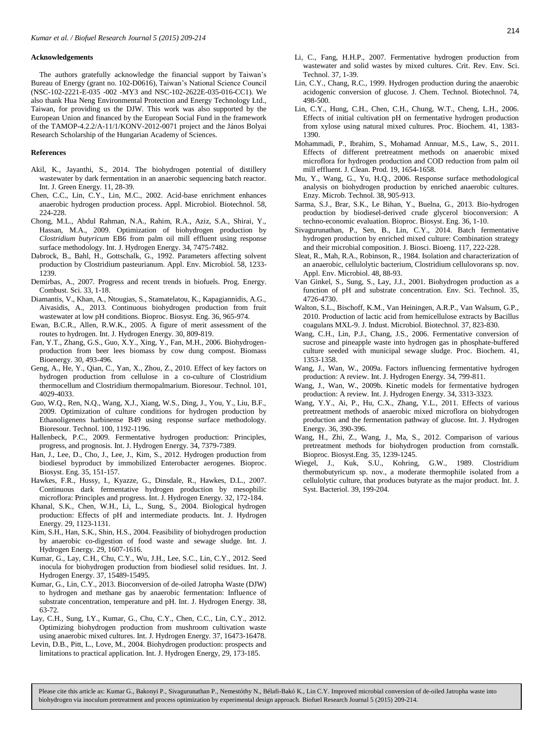### Acknowledgements

The authors gratefully acknowledge the financial support by Taiwan's Bureau of Energy (grant no. 102-D0616), Taiwan's National Science Council (NSC-102-2221-E-035 -002 -MY3 and NSC-102-2622E-035-016-CC1). We also thank Hua Neng Environmental Protection and Energy Technology Ltd., Taiwan, for providing us the DJW. This work was also supported by the European Union and financed by the European Social Fund in the framework of the TAMOP-4.2.2/A-11/1/KONV-2012-0071 project and the János Bolyai Research Scholarship of the Hungarian Academy of Sciences.

### References

Akil, K., Jayanthi, S., 2014. The biohydrogen potential of distillery wastewater by dark fermentation in an anaerobic sequencing batch reactor. Int. J. Green Energy. 11, 28-39.

Chen, C.C., Lin, C.Y., Lin, M.C., 2002. Acid-base enrichment enhances anaerobic hydrogen production process. Appl. Microbiol. Biotechnol. 58, 224-228.

Chong, M.L., Abdul Rahman, N.A., Rahim, R.A., Aziz, S.A., Shirai, Y., Hassan, M.A., 2009. Optimization of biohydrogen production by *Clostridium butyricum* EB6 from palm oil mill effluent using response surface methodology. Int. J. Hydrogen Energy. 34, 7475-7482.

Dabrock, B., Bahl, H., Gottschalk, G., 1992. Parameters affecting solvent production by Clostridium pasteurianum. Appl. Env. Microbiol. 58, 1233-1239.

Demirbas, A., 2007. Progress and recent trends in biofuels. Prog. Energy. Combust. Sci. 33, 1-18.

Diamantis, V., Khan, A., Ntougias, S., Stamatelatou, K., Kapagiannidis, A.G., Aivasidis, A., 2013. Continuous biohydrogen production from fruit wastewater at low pH conditions. Bioproc. Biosyst. Eng. 36, 965-974.

Ewan, B.C.R., Allen, R.W.K., 2005. A figure of merit assessment of the routes to hydrogen. Int. J. Hydrogen Energy. 30, 809-819.

Fan, Y.T., Zhang, G.S., Guo, X.Y., Xing, Y., Fan, M.H., 2006. Biohydrogen-production from beer lees biomass by cow dung compost. Biomass Bioenergy. 30, 493-496.

Geng, A., He, Y., Qian, C., Yan, X., Zhou, Z., 2010. Effect of key factors on hydrogen production from cellulose in a co-culture of Clostridium thermocellum and Clostridium thermopalmarium. Bioresour. Technol. 101, 4029-4033.

Guo, W.Q., Ren, N.Q., Wang, X.J., Xiang, W.S., Ding, J., You, Y., Liu, B.F., 2009. Optimization of culture conditions for hydrogen production by Ethanoligenens harbinense B49 using response surface methodology. Bioresour. Technol. 100, 1192-1196.

Hallenbeck, P.C., 2009. Fermentative hydrogen production: Principles, progress, and prognosis. Int. J. Hydrogen Energy. 34, 7379-7389.

Han, J., Lee, D., Cho, J., Lee, J., Kim, S., 2012. Hydrogen production from biodiesel byproduct by immobilized Enterobacter aerogenes. Bioproc. Biosyst. Eng. 35, 151-157.

Hawkes, F.R., Hussy, I., Kyazze, G., Dinsdale, R., Hawkes, D.L., 2007. Continuous dark fermentative hydrogen production by mesophilic microflora: Principles and progress. Int. J. Hydrogen Energy. 32, 172-184.

Khanal, S.K., Chen, W.H., Li, L., Sung, S., 2004. Biological hydrogen production: Effects of pH and intermediate products. Int. J. Hydrogen Energy. 29, 1123-1131.

Kim, S.H., Han, S.K., Shin, H.S., 2004. Feasibility of biohydrogen production by anaerobic co-digestion of food waste and sewage sludge. Int. J. Hydrogen Energy. 29, 1607-1616.

Kumar, G., Lay, C.H., Chu, C.Y., Wu, J.H., Lee, S.C., Lin, C.Y., 2012. Seed inocula for biohydrogen production from biodiesel solid residues. Int. J. Hydrogen Energy. 37, 15489-15495.

Kumar, G., Lin, C.Y., 2013. Bioconversion of de-oiled Jatropha Waste (DJW) to hydrogen and methane gas by anaerobic fermentation: Influence of substrate concentration, temperature and pH. Int. J. Hydrogen Energy. 38, 63-72.

Lay, C.H., Sung, I.Y., Kumar, G., Chu, C.Y., Chen, C.C., Lin, C.Y., 2012. Optimizing biohydrogen production from mushroom cultivation waste using anaerobic mixed cultures. Int. J. Hydrogen Energy. 37, 16473-16478.

Levin, D.B., Pitt, L., Love, M., 2004. Biohydrogen production: prospects and limitations to practical application. Int. J. Hydrogen Energy, 29, 173-185.

Li, C., Fang, H.H.P., 2007. Fermentative hydrogen production from wastewater and solid wastes by mixed cultures. Crit. Rev. Env. Sci. Technol. 37, 1-39.

Lin, C.Y., Chang, R.C., 1999. Hydrogen production during the anaerobic acidogenic conversion of glucose. J. Chem. Technol. Biotechnol. 74, 498-500.

Lin, C.Y., Hung, C.H., Chen, C.H., Chung, W.T., Cheng, L.H., 2006. Effects of initial cultivation pH on fermentative hydrogen production from xylose using natural mixed cultures. Proc. Biochem. 41, 1383-1390.

Mohammadi, P., Ibrahim, S., Mohamad Annuar, M.S., Law, S., 2011. Effects of different pretreatment methods on anaerobic mixed microflora for hydrogen production and COD reduction from palm oil mill effluent. J. Clean. Prod. 19, 1654-1658.

Mu, Y., Wang, G., Yu, H.Q., 2006. Response surface methodological analysis on biohydrogen production by enriched anaerobic cultures. Enzy. Microb. Technol. 38, 905-913.

Sarma, S.J., Brar, S.K., Le Bihan, Y., Buelna, G., 2013. Bio-hydrogen production by biodiesel-derived crude glycerol bioconversion: A techno-economic evaluation. Bioproc. Biosyst. Eng. 36, 1-10.

Sivagurunathan, P., Sen, B., Lin, C.Y., 2014. Batch fermentative hydrogen production by enriched mixed culture: Combination strategy and their microbial composition. J. Biosci. Bioeng. 117, 222-228.

Sleat, R., Mah, R.A., Robinson, R., 1984. Isolation and characterization of an anaerobic, cellulolytic bacterium, Clostridium cellulovorans sp. nov. Appl. Env. Microbiol. 48, 88-93.

Van Ginkel, S., Sung, S., Lay, J.J., 2001. Biohydrogen production as a function of pH and substrate concentration. Env. Sci. Technol. 35, 4726-4730.

Walton, S.L., Bischoff, K.M., Van Heiningen, A.R.P., Van Walsum, G.P., 2010. Production of lactic acid from hemicellulose extracts by Bacillus coagulans MXL-9. J. Indust. Microbiol. Biotechnol. 37, 823-830.

Wang, C.H., Lin, P.J., Chang, J.S., 2006. Fermentative conversion of sucrose and pineapple waste into hydrogen gas in phosphate-buffered culture seeded with municipal sewage sludge. Proc. Biochem. 41, 1353-1358.

Wang, J., Wan, W., 2009a. Factors influencing fermentative hydrogen production: A review. Int. J. Hydrogen Energy. 34, 799-811.

Wang, J., Wan, W., 2009b. Kinetic models for fermentative hydrogen production: A review. Int. J. Hydrogen Energy. 34, 3313-3323.

Wang, Y.Y., Ai, P., Hu, C.X., Zhang, Y.L., 2011. Effects of various pretreatment methods of anaerobic mixed microflora on biohydrogen production and the fermentation pathway of glucose. Int. J. Hydrogen Energy. 36, 390-396.

Wang, H., Zhi, Z., Wang, J., Ma, S., 2012. Comparison of various pretreatment methods for biohydrogen production from cornstalk. Bioproc. Biosyst.Eng. 35, 1239-1245.

Wiegel, J., Kuk, S.U., Kohring, G.W., 1989. Clostridium thermobutyricum sp. nov., a moderate thermophile isolated from a cellulolytic culture, that produces butyrate as the major product. Int. J. Syst. Bacteriol. 39, 199-204.

Please cite this article as: Kumar G., Bakonyi P., Sivagurunathan P., Nemestóthy N., Bélafi-Bakó K., Lin C.Y. Improved microbial conversion of de-oiled Jatropha waste into biohydrogen via inoculum pretreatment and process optimization by experimental design approach. Biofuel Research Journal 5 (2015) 209-214.